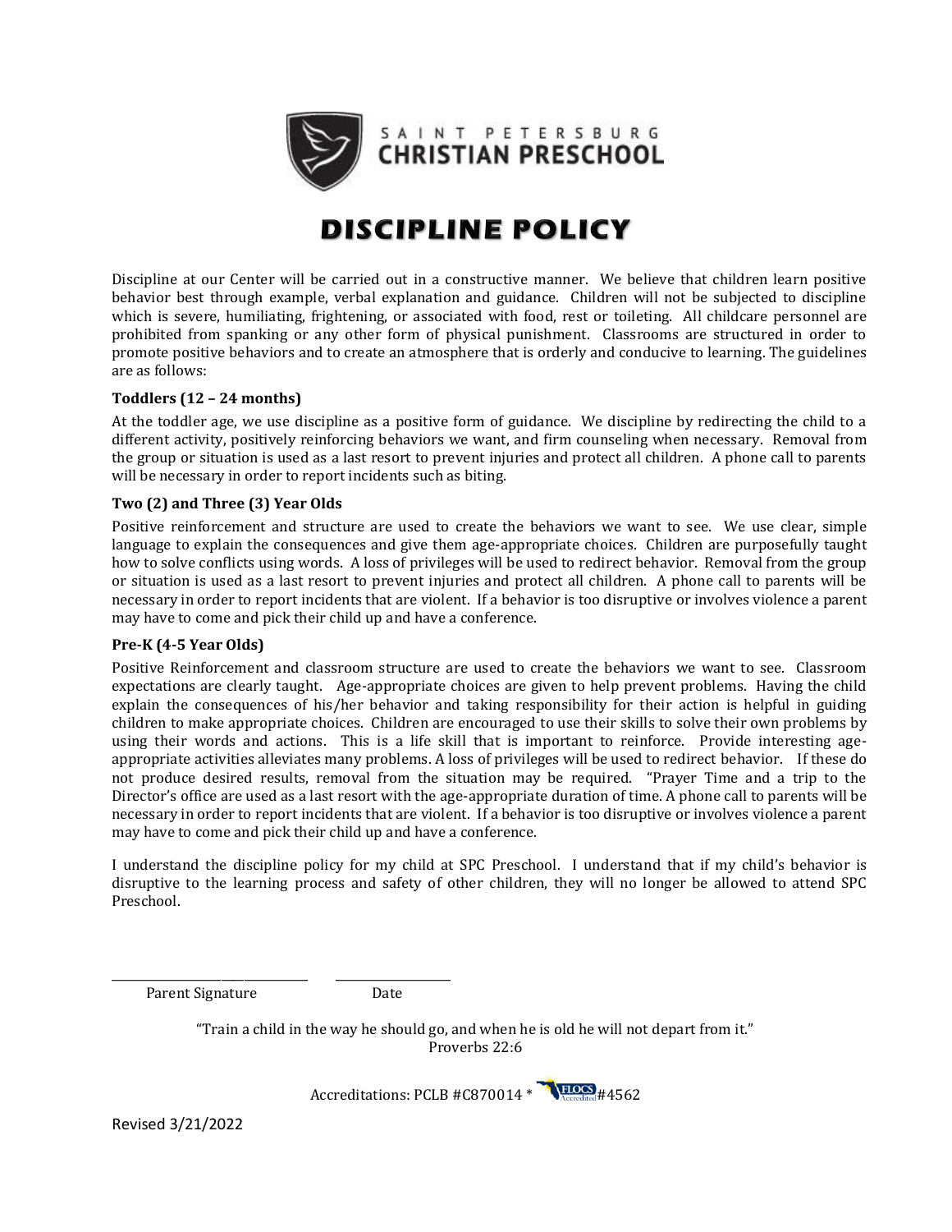SAINT PETERSBURG
CHRISTIAN PRESCHOOL

# DISCIPLINE POLICY

Discipline at our Center will be carried out in a constructive manner. We believe that children learn positive behavior best through example, verbal explanation and guidance. Children will not be subjected to discipline which is severe, humiliating, frightening, or associated with food, rest or toileting. All childcare personnel are prohibited from spanking or any other form of physical punishment. Classrooms are structured in order to promote positive behaviors and to create an atmosphere that is orderly and conducive to learning. The guidelines are as follows:

**Toddlers (12 – 24 months)**

At the toddler age, we use discipline as a positive form of guidance. We discipline by redirecting the child to a different activity, positively reinforcing behaviors we want, and firm counseling when necessary. Removal from the group or situation is used as a last resort to prevent injuries and protect all children. A phone call to parents will be necessary in order to report incidents such as biting.

**Two (2) and Three (3) Year Olds**

Positive reinforcement and structure are used to create the behaviors we want to see. We use clear, simple language to explain the consequences and give them age-appropriate choices. Children are purposefully taught how to solve conflicts using words. A loss of privileges will be used to redirect behavior. Removal from the group or situation is used as a last resort to prevent injuries and protect all children. A phone call to parents will be necessary in order to report incidents that are violent. If a behavior is too disruptive or involves violence a parent may have to come and pick their child up and have a conference.

**Pre-K (4-5 Year Olds)**

Positive Reinforcement and classroom structure are used to create the behaviors we want to see. Classroom expectations are clearly taught. Age-appropriate choices are given to help prevent problems. Having the child explain the consequences of his/her behavior and taking responsibility for their action is helpful in guiding children to make appropriate choices. Children are encouraged to use their skills to solve their own problems by using their words and actions. This is a life skill that is important to reinforce. Provide interesting age-appropriate activities alleviates many problems. A loss of privileges will be used to redirect behavior. If these do not produce desired results, removal from the situation may be required. "Prayer Time and a trip to the Director's office are used as a last resort with the age-appropriate duration of time. A phone call to parents will be necessary in order to report incidents that are violent. If a behavior is too disruptive or involves violence a parent may have to come and pick their child up and have a conference.

I understand the discipline policy for my child at SPC Preschool. I understand that if my child's behavior is disruptive to the learning process and safety of other children, they will no longer be allowed to attend SPC Preschool.

\_\_\_\_\_\_\_\_\_\_\_\_\_\_\_\_\_\_\_\_\_\_\_\_\_\_\_\_ \_\_\_\_\_\_\_\_\_\_\_\_\_\_\_\_

Parent Signature Date

"Train a child in the way he should go, and when he is old he will not depart from it."
Proverbs 22:6

Accreditations: PCLB #C870014 * FLOCS Accredited #4562

Revised 3/21/2022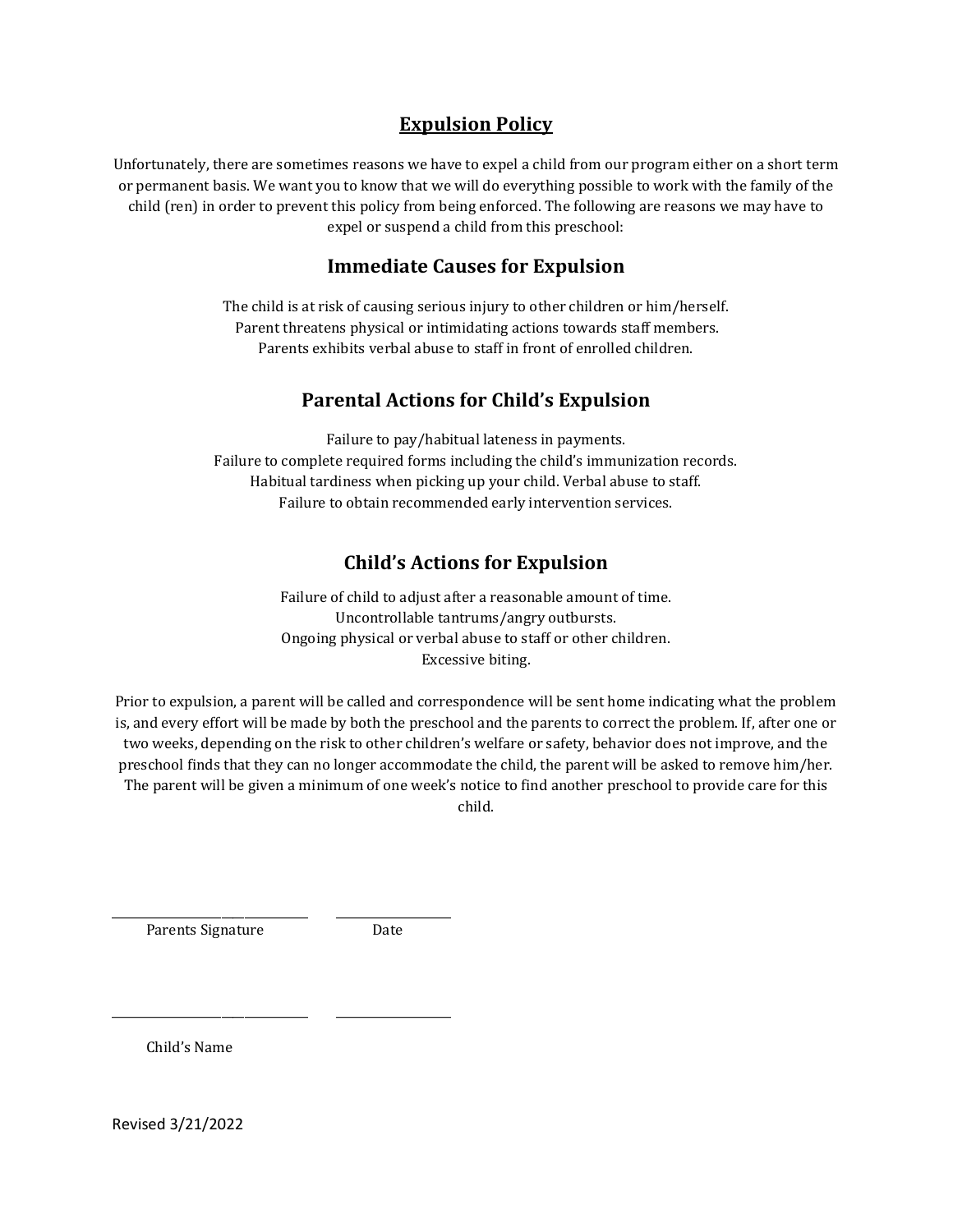## Expulsion Policy

Unfortunately, there are sometimes reasons we have to expel a child from our program either on a short term or permanent basis. We want you to know that we will do everything possible to work with the family of the child (ren) in order to prevent this policy from being enforced. The following are reasons we may have to expel or suspend a child from this preschool:

### Immediate Causes for Expulsion

The child is at risk of causing serious injury to other children or him/herself.
Parent threatens physical or intimidating actions towards staff members.
Parents exhibits verbal abuse to staff in front of enrolled children.

### Parental Actions for Child's Expulsion

Failure to pay/habitual lateness in payments.
Failure to complete required forms including the child's immunization records.
Habitual tardiness when picking up your child. Verbal abuse to staff.
Failure to obtain recommended early intervention services.

### Child's Actions for Expulsion

Failure of child to adjust after a reasonable amount of time.
Uncontrollable tantrums/angry outbursts.
Ongoing physical or verbal abuse to staff or other children.
Excessive biting.

Prior to expulsion, a parent will be called and correspondence will be sent home indicating what the problem is, and every effort will be made by both the preschool and the parents to correct the problem. If, after one or two weeks, depending on the risk to other children's welfare or safety, behavior does not improve, and the preschool finds that they can no longer accommodate the child, the parent will be asked to remove him/her. The parent will be given a minimum of one week's notice to find another preschool to provide care for this child.

______________________________ ________________
Parents Signature Date

______________________________ ________________
Child's Name

Revised 3/21/2022